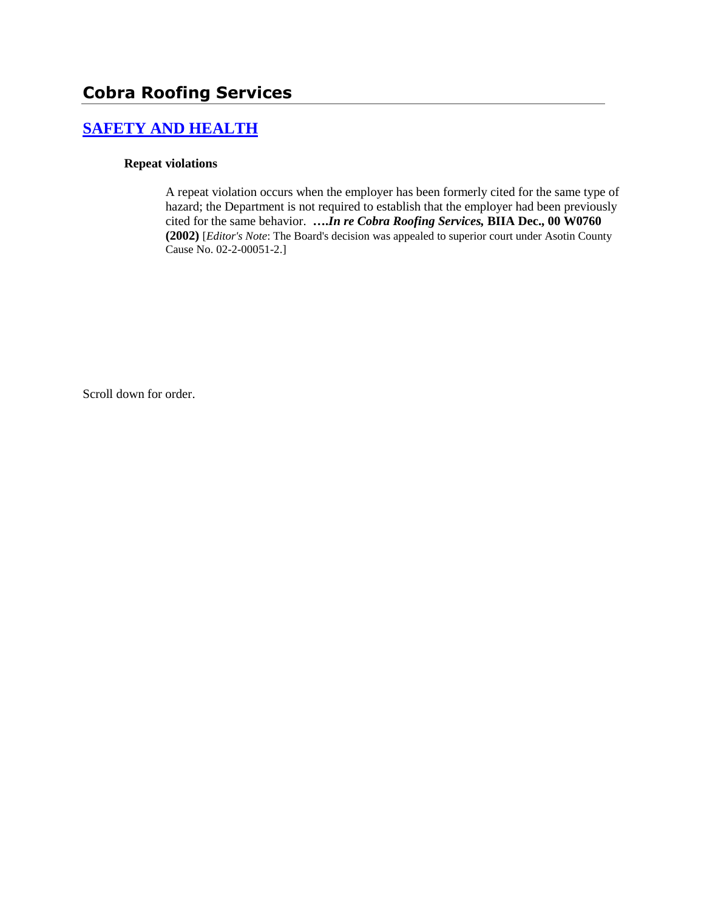# Cobra Roofing Services

## [SAFETY AND HEALTH]

### Repeat violations

A repeat violation occurs when the employer has been formerly cited for the same type of hazard; the Department is not required to establish that the employer had been previously cited for the same behavior. ***….In re Cobra Roofing Services,* BIIA Dec., 00 W0760 (2002)** [*Editor's Note*: The Board's decision was appealed to superior court under Asotin County Cause No. 02-2-00051-2.]

Scroll down for order.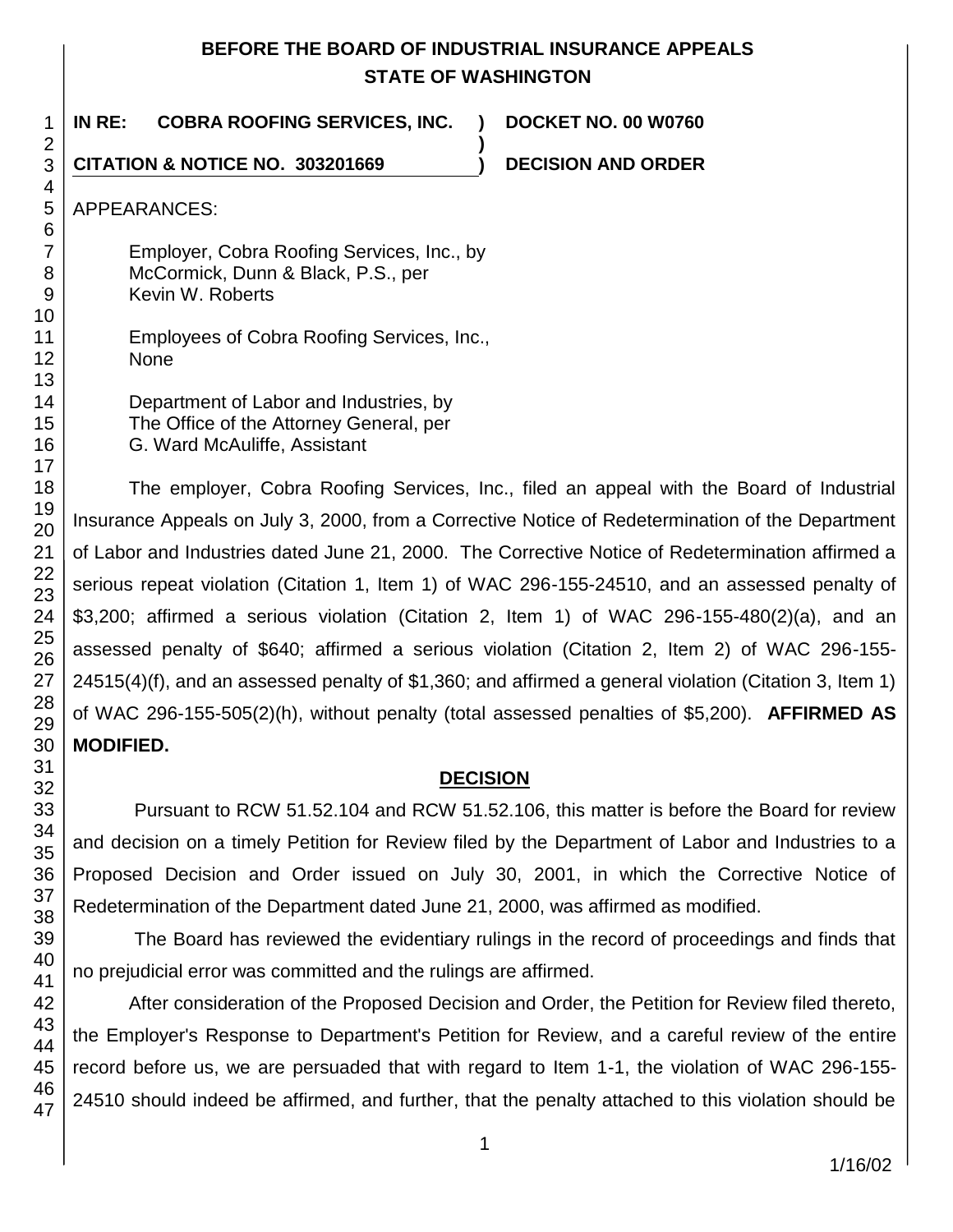# BEFORE THE BOARD OF INDUSTRIAL INSURANCE APPEALS
## STATE OF WASHINGTON

**IN RE: COBRA ROOFING SERVICES, INC. ) DOCKET NO. 00 W0760**

**CITATION & NOTICE NO. 303201669 ) DECISION AND ORDER**

APPEARANCES:

Employer, Cobra Roofing Services, Inc., by
McCormick, Dunn & Black, P.S., per
Kevin W. Roberts

Employees of Cobra Roofing Services, Inc.,
None

Department of Labor and Industries, by
The Office of the Attorney General, per
G. Ward McAuliffe, Assistant

The employer, Cobra Roofing Services, Inc., filed an appeal with the Board of Industrial Insurance Appeals on July 3, 2000, from a Corrective Notice of Redetermination of the Department of Labor and Industries dated June 21, 2000. The Corrective Notice of Redetermination affirmed a serious repeat violation (Citation 1, Item 1) of WAC 296-155-24510, and an assessed penalty of $3,200; affirmed a serious violation (Citation 2, Item 1) of WAC 296-155-480(2)(a), and an assessed penalty of $640; affirmed a serious violation (Citation 2, Item 2) of WAC 296-155-24515(4)(f), and an assessed penalty of $1,360; and affirmed a general violation (Citation 3, Item 1) of WAC 296-155-505(2)(h), without penalty (total assessed penalties of $5,200). **AFFIRMED AS MODIFIED.**

## DECISION

Pursuant to RCW 51.52.104 and RCW 51.52.106, this matter is before the Board for review and decision on a timely Petition for Review filed by the Department of Labor and Industries to a Proposed Decision and Order issued on July 30, 2001, in which the Corrective Notice of Redetermination of the Department dated June 21, 2000, was affirmed as modified.

The Board has reviewed the evidentiary rulings in the record of proceedings and finds that no prejudicial error was committed and the rulings are affirmed.

After consideration of the Proposed Decision and Order, the Petition for Review filed thereto, the Employer's Response to Department's Petition for Review, and a careful review of the entire record before us, we are persuaded that with regard to Item 1-1, the violation of WAC 296-155-24510 should indeed be affirmed, and further, that the penalty attached to this violation should be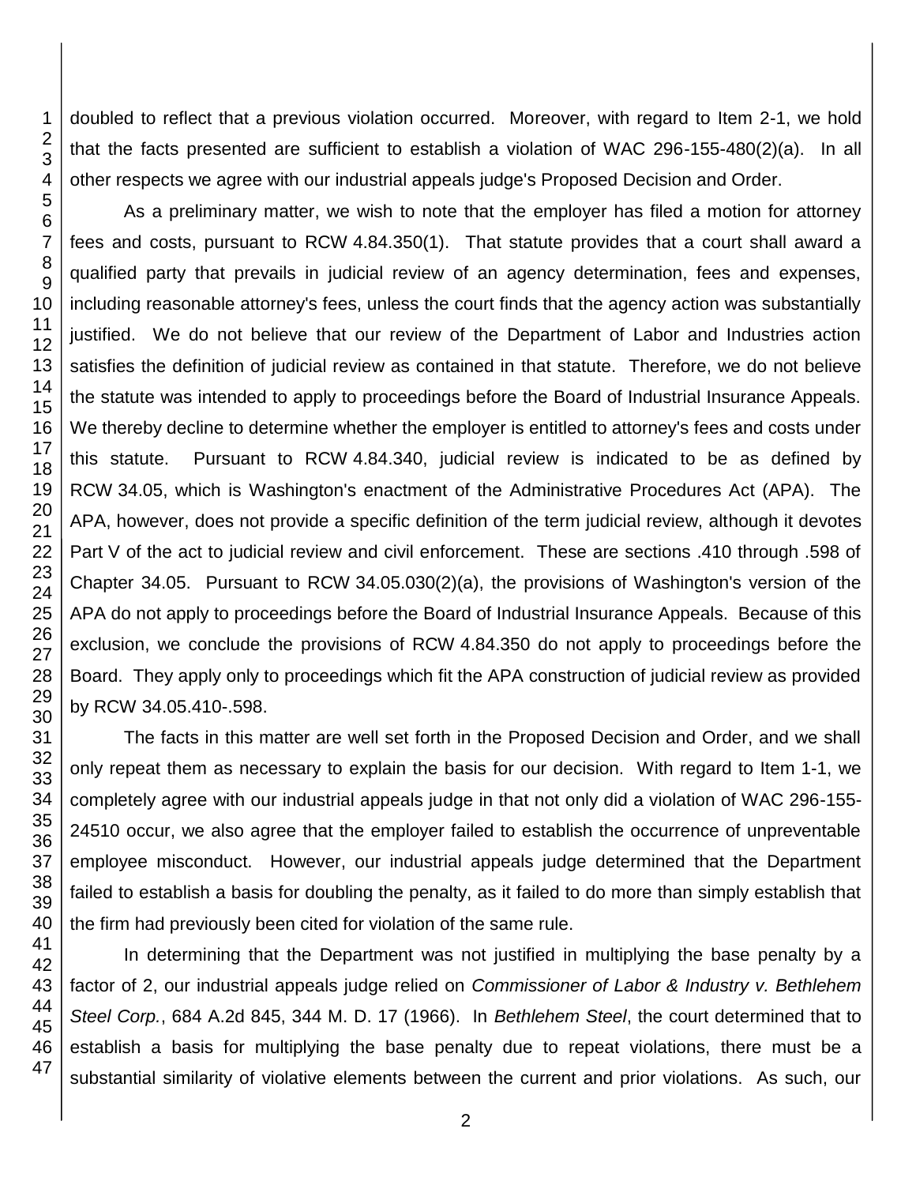doubled to reflect that a previous violation occurred. Moreover, with regard to Item 2-1, we hold that the facts presented are sufficient to establish a violation of WAC 296-155-480(2)(a). In all other respects we agree with our industrial appeals judge's Proposed Decision and Order.

As a preliminary matter, we wish to note that the employer has filed a motion for attorney fees and costs, pursuant to RCW 4.84.350(1). That statute provides that a court shall award a qualified party that prevails in judicial review of an agency determination, fees and expenses, including reasonable attorney's fees, unless the court finds that the agency action was substantially justified. We do not believe that our review of the Department of Labor and Industries action satisfies the definition of judicial review as contained in that statute. Therefore, we do not believe the statute was intended to apply to proceedings before the Board of Industrial Insurance Appeals. We thereby decline to determine whether the employer is entitled to attorney's fees and costs under this statute. Pursuant to RCW 4.84.340, judicial review is indicated to be as defined by RCW 34.05, which is Washington's enactment of the Administrative Procedures Act (APA). The APA, however, does not provide a specific definition of the term judicial review, although it devotes Part V of the act to judicial review and civil enforcement. These are sections .410 through .598 of Chapter 34.05. Pursuant to RCW 34.05.030(2)(a), the provisions of Washington's version of the APA do not apply to proceedings before the Board of Industrial Insurance Appeals. Because of this exclusion, we conclude the provisions of RCW 4.84.350 do not apply to proceedings before the Board. They apply only to proceedings which fit the APA construction of judicial review as provided by RCW 34.05.410-.598.

The facts in this matter are well set forth in the Proposed Decision and Order, and we shall only repeat them as necessary to explain the basis for our decision. With regard to Item 1-1, we completely agree with our industrial appeals judge in that not only did a violation of WAC 296-155-24510 occur, we also agree that the employer failed to establish the occurrence of unpreventable employee misconduct. However, our industrial appeals judge determined that the Department failed to establish a basis for doubling the penalty, as it failed to do more than simply establish that the firm had previously been cited for violation of the same rule.

In determining that the Department was not justified in multiplying the base penalty by a factor of 2, our industrial appeals judge relied on *Commissioner of Labor & Industry v. Bethlehem Steel Corp.*, 684 A.2d 845, 344 M. D. 17 (1966). In *Bethlehem Steel*, the court determined that to establish a basis for multiplying the base penalty due to repeat violations, there must be a substantial similarity of violative elements between the current and prior violations. As such, our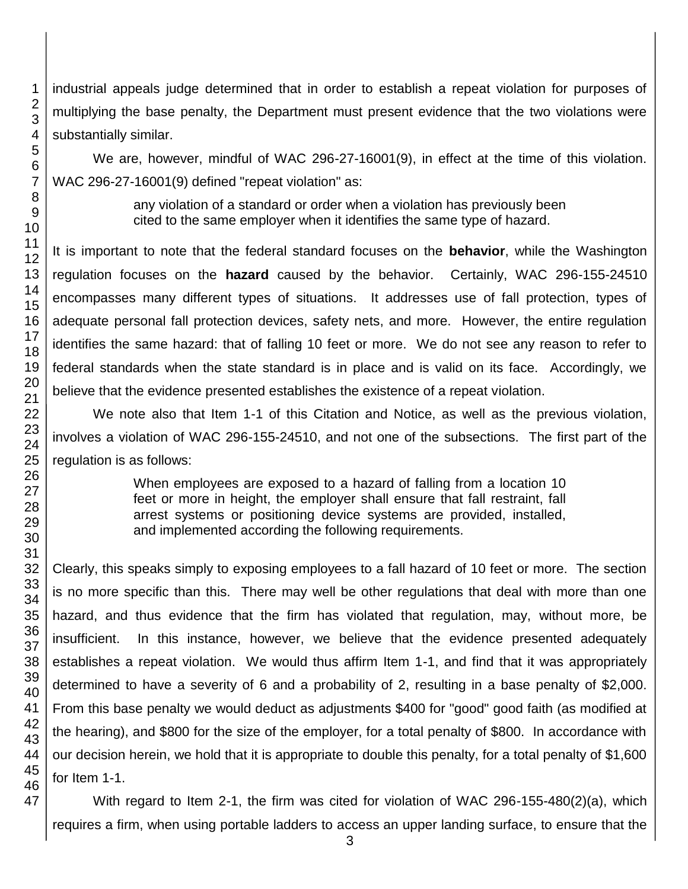industrial appeals judge determined that in order to establish a repeat violation for purposes of multiplying the base penalty, the Department must present evidence that the two violations were substantially similar.

We are, however, mindful of WAC 296-27-16001(9), in effect at the time of this violation. WAC 296-27-16001(9) defined "repeat violation" as:

> any violation of a standard or order when a violation has previously been cited to the same employer when it identifies the same type of hazard.

It is important to note that the federal standard focuses on the **behavior**, while the Washington regulation focuses on the **hazard** caused by the behavior. Certainly, WAC 296-155-24510 encompasses many different types of situations. It addresses use of fall protection, types of adequate personal fall protection devices, safety nets, and more. However, the entire regulation identifies the same hazard: that of falling 10 feet or more. We do not see any reason to refer to federal standards when the state standard is in place and is valid on its face. Accordingly, we believe that the evidence presented establishes the existence of a repeat violation.

We note also that Item 1-1 of this Citation and Notice, as well as the previous violation, involves a violation of WAC 296-155-24510, and not one of the subsections. The first part of the regulation is as follows:

> When employees are exposed to a hazard of falling from a location 10 feet or more in height, the employer shall ensure that fall restraint, fall arrest systems or positioning device systems are provided, installed, and implemented according the following requirements.

Clearly, this speaks simply to exposing employees to a fall hazard of 10 feet or more. The section is no more specific than this. There may well be other regulations that deal with more than one hazard, and thus evidence that the firm has violated that regulation, may, without more, be insufficient. In this instance, however, we believe that the evidence presented adequately establishes a repeat violation. We would thus affirm Item 1-1, and find that it was appropriately determined to have a severity of 6 and a probability of 2, resulting in a base penalty of $2,000. From this base penalty we would deduct as adjustments $400 for "good" good faith (as modified at the hearing), and $800 for the size of the employer, for a total penalty of $800. In accordance with our decision herein, we hold that it is appropriate to double this penalty, for a total penalty of $1,600 for Item 1-1.

With regard to Item 2-1, the firm was cited for violation of WAC 296-155-480(2)(a), which requires a firm, when using portable ladders to access an upper landing surface, to ensure that the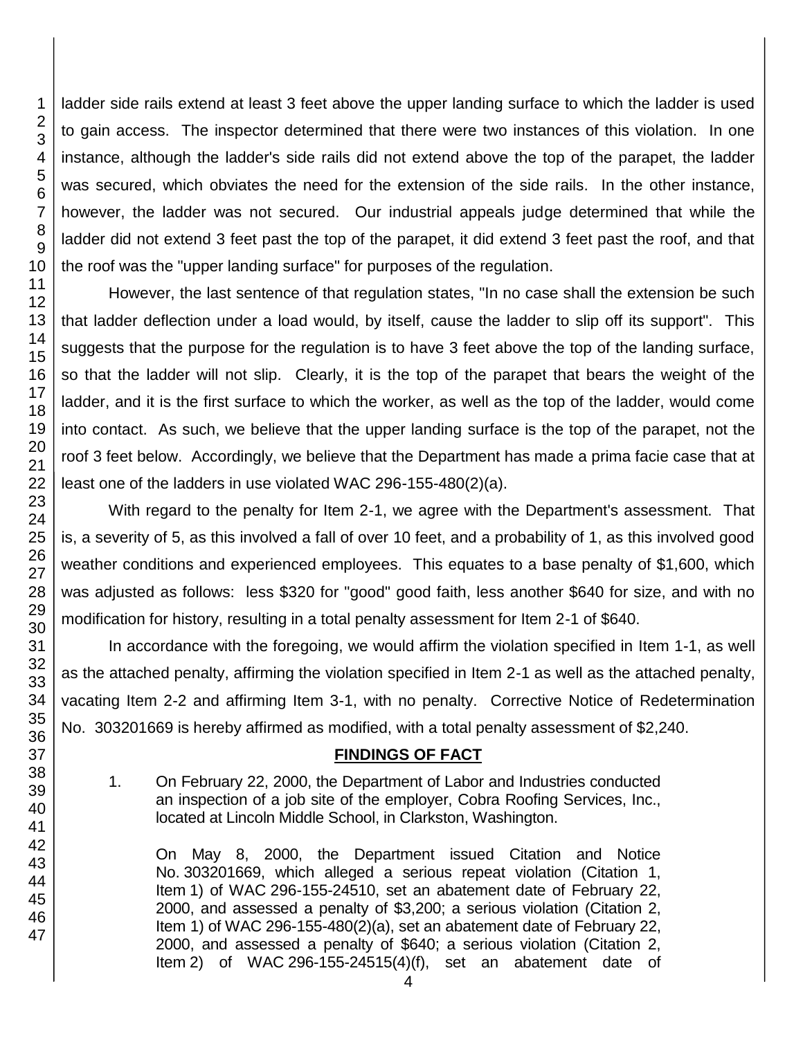ladder side rails extend at least 3 feet above the upper landing surface to which the ladder is used to gain access. The inspector determined that there were two instances of this violation. In one instance, although the ladder's side rails did not extend above the top of the parapet, the ladder was secured, which obviates the need for the extension of the side rails. In the other instance, however, the ladder was not secured. Our industrial appeals judge determined that while the ladder did not extend 3 feet past the top of the parapet, it did extend 3 feet past the roof, and that the roof was the "upper landing surface" for purposes of the regulation.

However, the last sentence of that regulation states, "In no case shall the extension be such that ladder deflection under a load would, by itself, cause the ladder to slip off its support". This suggests that the purpose for the regulation is to have 3 feet above the top of the landing surface, so that the ladder will not slip. Clearly, it is the top of the parapet that bears the weight of the ladder, and it is the first surface to which the worker, as well as the top of the ladder, would come into contact. As such, we believe that the upper landing surface is the top of the parapet, not the roof 3 feet below. Accordingly, we believe that the Department has made a prima facie case that at least one of the ladders in use violated WAC 296-155-480(2)(a).

With regard to the penalty for Item 2-1, we agree with the Department's assessment. That is, a severity of 5, as this involved a fall of over 10 feet, and a probability of 1, as this involved good weather conditions and experienced employees. This equates to a base penalty of $1,600, which was adjusted as follows: less $320 for "good" good faith, less another $640 for size, and with no modification for history, resulting in a total penalty assessment for Item 2-1 of $640.

In accordance with the foregoing, we would affirm the violation specified in Item 1-1, as well as the attached penalty, affirming the violation specified in Item 2-1 as well as the attached penalty, vacating Item 2-2 and affirming Item 3-1, with no penalty. Corrective Notice of Redetermination No. 303201669 is hereby affirmed as modified, with a total penalty assessment of $2,240.

## FINDINGS OF FACT

1. On February 22, 2000, the Department of Labor and Industries conducted an inspection of a job site of the employer, Cobra Roofing Services, Inc., located at Lincoln Middle School, in Clarkston, Washington.

   On May 8, 2000, the Department issued Citation and Notice No. 303201669, which alleged a serious repeat violation (Citation 1, Item 1) of WAC 296-155-24510, set an abatement date of February 22, 2000, and assessed a penalty of $3,200; a serious violation (Citation 2, Item 1) of WAC 296-155-480(2)(a), set an abatement date of February 22, 2000, and assessed a penalty of $640; a serious violation (Citation 2, Item 2) of WAC 296-155-24515(4)(f), set an abatement date of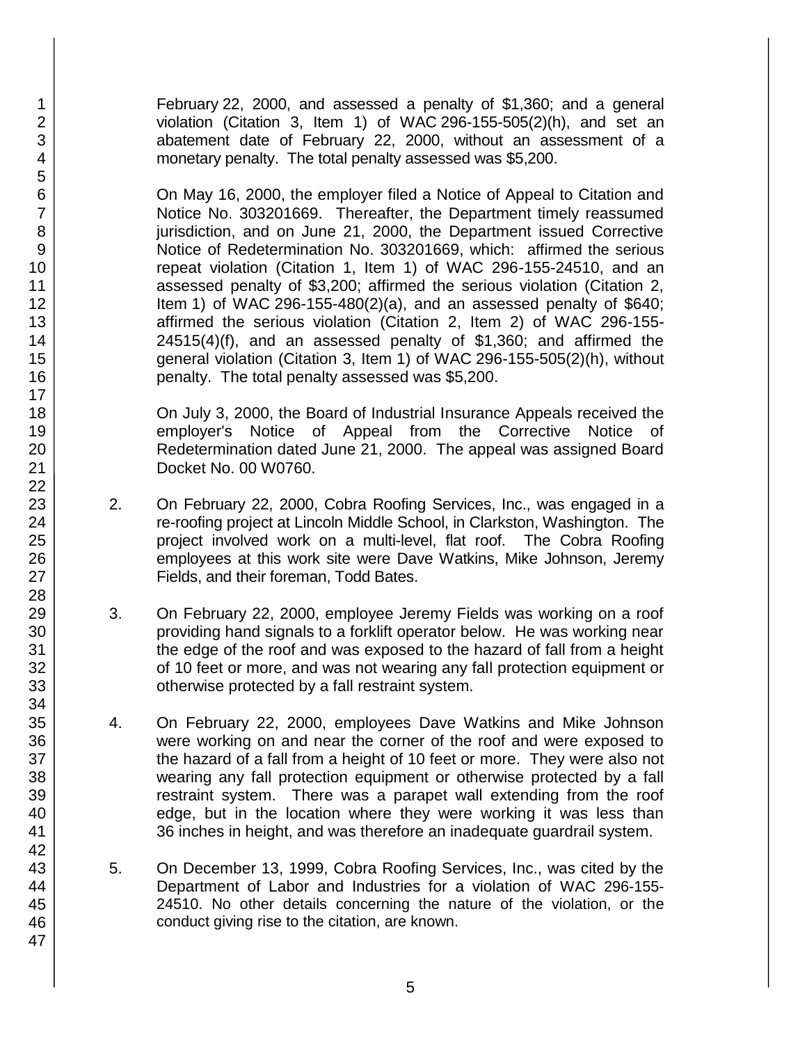February 22, 2000, and assessed a penalty of $1,360; and a general violation (Citation 3, Item 1) of WAC 296-155-505(2)(h), and set an abatement date of February 22, 2000, without an assessment of a monetary penalty. The total penalty assessed was $5,200.

On May 16, 2000, the employer filed a Notice of Appeal to Citation and Notice No. 303201669. Thereafter, the Department timely reassumed jurisdiction, and on June 21, 2000, the Department issued Corrective Notice of Redetermination No. 303201669, which: affirmed the serious repeat violation (Citation 1, Item 1) of WAC 296-155-24510, and an assessed penalty of $3,200; affirmed the serious violation (Citation 2, Item 1) of WAC 296-155-480(2)(a), and an assessed penalty of $640; affirmed the serious violation (Citation 2, Item 2) of WAC 296-155-24515(4)(f), and an assessed penalty of $1,360; and affirmed the general violation (Citation 3, Item 1) of WAC 296-155-505(2)(h), without penalty. The total penalty assessed was $5,200.

On July 3, 2000, the Board of Industrial Insurance Appeals received the employer's Notice of Appeal from the Corrective Notice of Redetermination dated June 21, 2000. The appeal was assigned Board Docket No. 00 W0760.

2. On February 22, 2000, Cobra Roofing Services, Inc., was engaged in a re-roofing project at Lincoln Middle School, in Clarkston, Washington. The project involved work on a multi-level, flat roof. The Cobra Roofing employees at this work site were Dave Watkins, Mike Johnson, Jeremy Fields, and their foreman, Todd Bates.

3. On February 22, 2000, employee Jeremy Fields was working on a roof providing hand signals to a forklift operator below. He was working near the edge of the roof and was exposed to the hazard of fall from a height of 10 feet or more, and was not wearing any fall protection equipment or otherwise protected by a fall restraint system.

4. On February 22, 2000, employees Dave Watkins and Mike Johnson were working on and near the corner of the roof and were exposed to the hazard of a fall from a height of 10 feet or more. They were also not wearing any fall protection equipment or otherwise protected by a fall restraint system. There was a parapet wall extending from the roof edge, but in the location where they were working it was less than 36 inches in height, and was therefore an inadequate guardrail system.

5. On December 13, 1999, Cobra Roofing Services, Inc., was cited by the Department of Labor and Industries for a violation of WAC 296-155-24510. No other details concerning the nature of the violation, or the conduct giving rise to the citation, are known.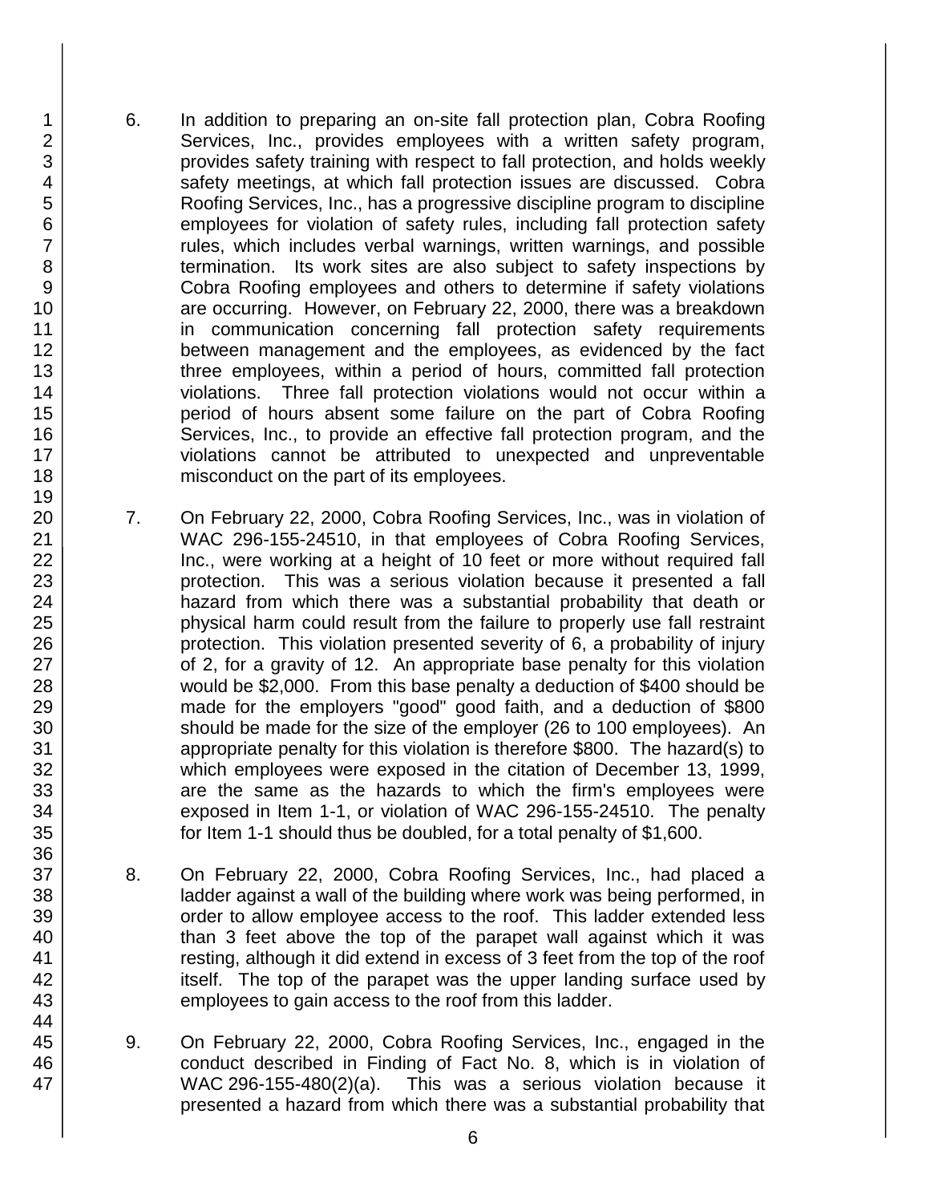6. In addition to preparing an on-site fall protection plan, Cobra Roofing Services, Inc., provides employees with a written safety program, provides safety training with respect to fall protection, and holds weekly safety meetings, at which fall protection issues are discussed. Cobra Roofing Services, Inc., has a progressive discipline program to discipline employees for violation of safety rules, including fall protection safety rules, which includes verbal warnings, written warnings, and possible termination. Its work sites are also subject to safety inspections by Cobra Roofing employees and others to determine if safety violations are occurring. However, on February 22, 2000, there was a breakdown in communication concerning fall protection safety requirements between management and the employees, as evidenced by the fact three employees, within a period of hours, committed fall protection violations. Three fall protection violations would not occur within a period of hours absent some failure on the part of Cobra Roofing Services, Inc., to provide an effective fall protection program, and the violations cannot be attributed to unexpected and unpreventable misconduct on the part of its employees.

7. On February 22, 2000, Cobra Roofing Services, Inc., was in violation of WAC 296-155-24510, in that employees of Cobra Roofing Services, Inc., were working at a height of 10 feet or more without required fall protection. This was a serious violation because it presented a fall hazard from which there was a substantial probability that death or physical harm could result from the failure to properly use fall restraint protection. This violation presented severity of 6, a probability of injury of 2, for a gravity of 12. An appropriate base penalty for this violation would be $2,000. From this base penalty a deduction of $400 should be made for the employers "good" good faith, and a deduction of $800 should be made for the size of the employer (26 to 100 employees). An appropriate penalty for this violation is therefore $800. The hazard(s) to which employees were exposed in the citation of December 13, 1999, are the same as the hazards to which the firm's employees were exposed in Item 1-1, or violation of WAC 296-155-24510. The penalty for Item 1-1 should thus be doubled, for a total penalty of $1,600.

8. On February 22, 2000, Cobra Roofing Services, Inc., had placed a ladder against a wall of the building where work was being performed, in order to allow employee access to the roof. This ladder extended less than 3 feet above the top of the parapet wall against which it was resting, although it did extend in excess of 3 feet from the top of the roof itself. The top of the parapet was the upper landing surface used by employees to gain access to the roof from this ladder.

9. On February 22, 2000, Cobra Roofing Services, Inc., engaged in the conduct described in Finding of Fact No. 8, which is in violation of WAC 296-155-480(2)(a). This was a serious violation because it presented a hazard from which there was a substantial probability that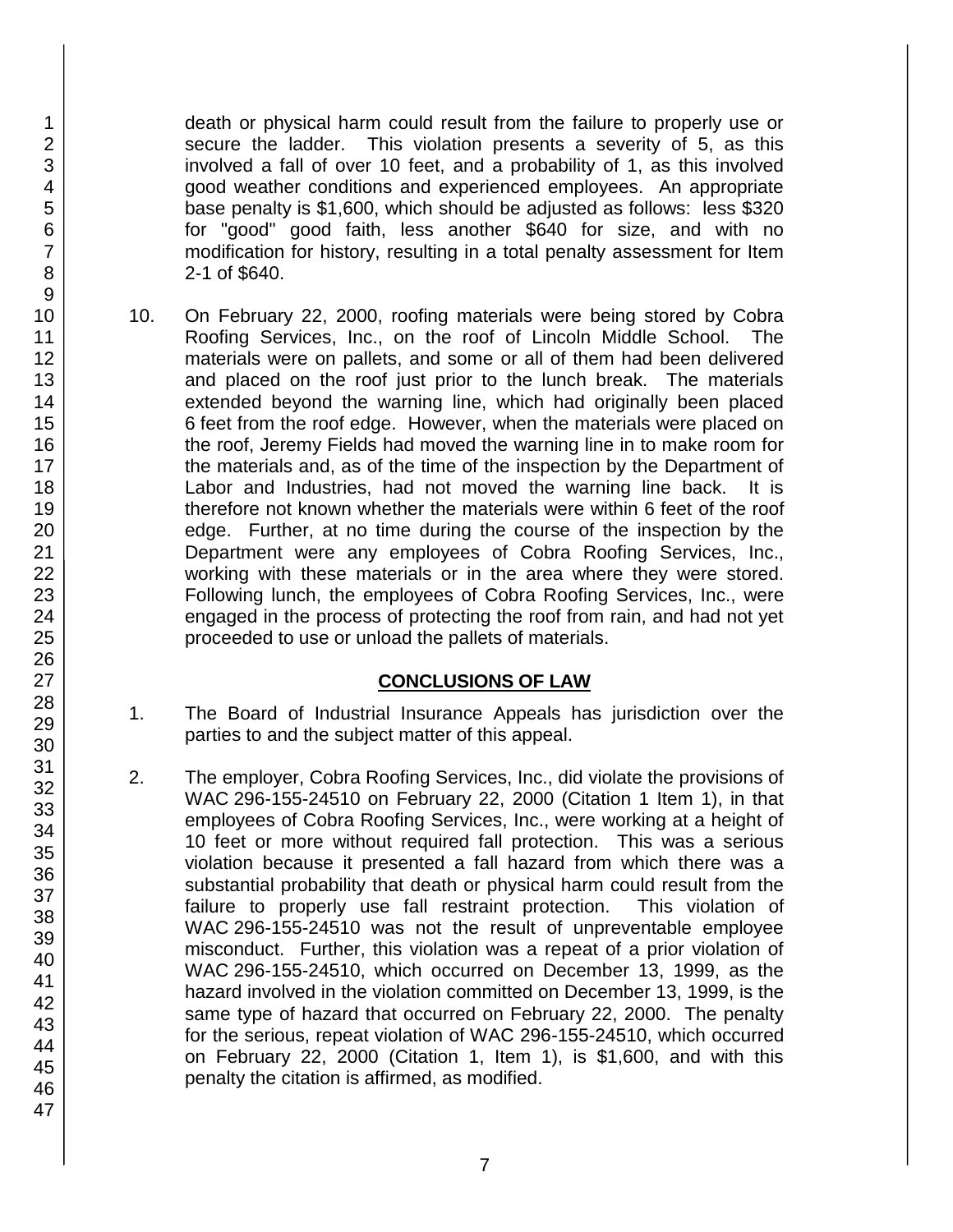death or physical harm could result from the failure to properly use or secure the ladder. This violation presents a severity of 5, as this involved a fall of over 10 feet, and a probability of 1, as this involved good weather conditions and experienced employees. An appropriate base penalty is $1,600, which should be adjusted as follows: less $320 for "good" good faith, less another $640 for size, and with no modification for history, resulting in a total penalty assessment for Item 2-1 of $640.

10. On February 22, 2000, roofing materials were being stored by Cobra Roofing Services, Inc., on the roof of Lincoln Middle School. The materials were on pallets, and some or all of them had been delivered and placed on the roof just prior to the lunch break. The materials extended beyond the warning line, which had originally been placed 6 feet from the roof edge. However, when the materials were placed on the roof, Jeremy Fields had moved the warning line in to make room for the materials and, as of the time of the inspection by the Department of Labor and Industries, had not moved the warning line back. It is therefore not known whether the materials were within 6 feet of the roof edge. Further, at no time during the course of the inspection by the Department were any employees of Cobra Roofing Services, Inc., working with these materials or in the area where they were stored. Following lunch, the employees of Cobra Roofing Services, Inc., were engaged in the process of protecting the roof from rain, and had not yet proceeded to use or unload the pallets of materials.

## CONCLUSIONS OF LAW

1. The Board of Industrial Insurance Appeals has jurisdiction over the parties to and the subject matter of this appeal.

2. The employer, Cobra Roofing Services, Inc., did violate the provisions of WAC 296-155-24510 on February 22, 2000 (Citation 1 Item 1), in that employees of Cobra Roofing Services, Inc., were working at a height of 10 feet or more without required fall protection. This was a serious violation because it presented a fall hazard from which there was a substantial probability that death or physical harm could result from the failure to properly use fall restraint protection. This violation of WAC 296-155-24510 was not the result of unpreventable employee misconduct. Further, this violation was a repeat of a prior violation of WAC 296-155-24510, which occurred on December 13, 1999, as the hazard involved in the violation committed on December 13, 1999, is the same type of hazard that occurred on February 22, 2000. The penalty for the serious, repeat violation of WAC 296-155-24510, which occurred on February 22, 2000 (Citation 1, Item 1), is $1,600, and with this penalty the citation is affirmed, as modified.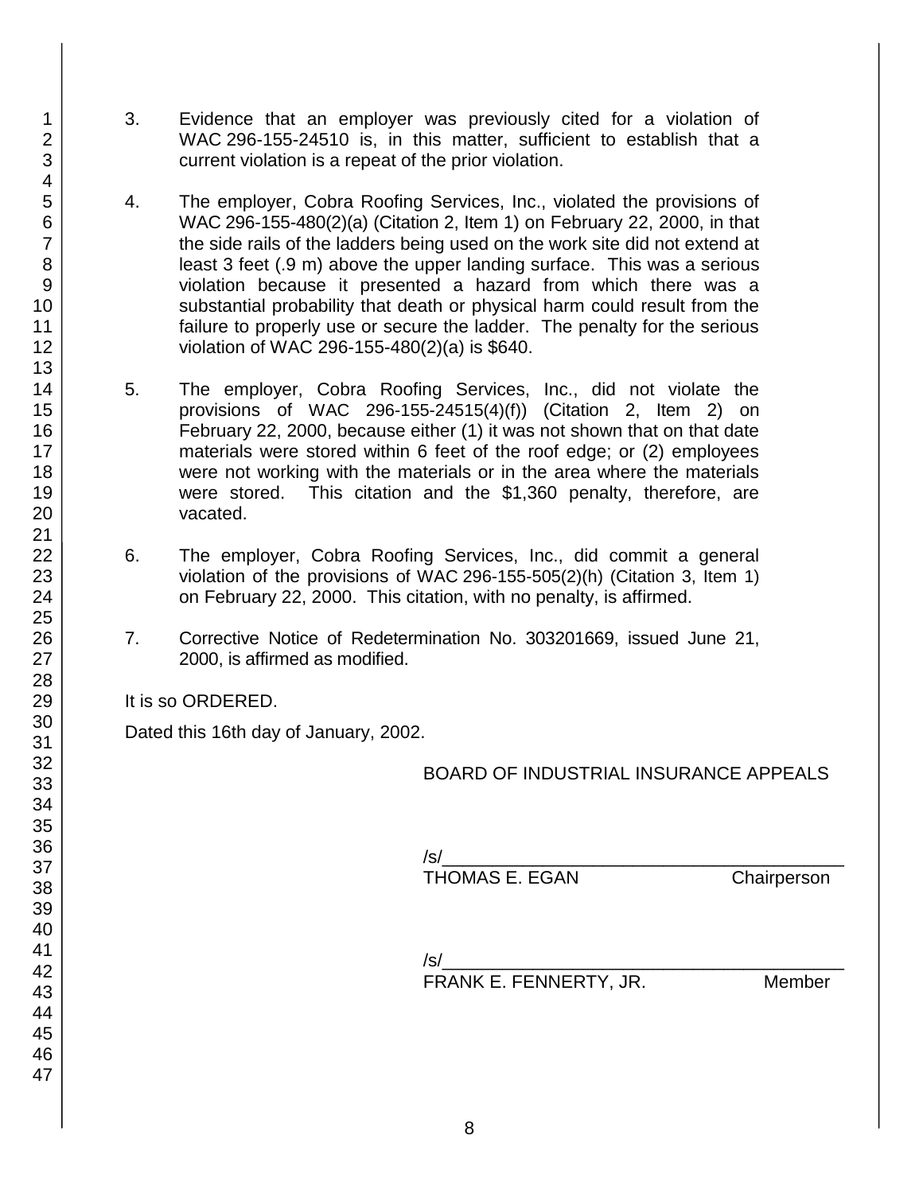3. Evidence that an employer was previously cited for a violation of WAC 296-155-24510 is, in this matter, sufficient to establish that a current violation is a repeat of the prior violation.

4. The employer, Cobra Roofing Services, Inc., violated the provisions of WAC 296-155-480(2)(a) (Citation 2, Item 1) on February 22, 2000, in that the side rails of the ladders being used on the work site did not extend at least 3 feet (.9 m) above the upper landing surface. This was a serious violation because it presented a hazard from which there was a substantial probability that death or physical harm could result from the failure to properly use or secure the ladder. The penalty for the serious violation of WAC 296-155-480(2)(a) is $640.

5. The employer, Cobra Roofing Services, Inc., did not violate the provisions of WAC 296-155-24515(4)(f)) (Citation 2, Item 2) on February 22, 2000, because either (1) it was not shown that on that date materials were stored within 6 feet of the roof edge; or (2) employees were not working with the materials or in the area where the materials were stored. This citation and the $1,360 penalty, therefore, are vacated.

6. The employer, Cobra Roofing Services, Inc., did commit a general violation of the provisions of WAC 296-155-505(2)(h) (Citation 3, Item 1) on February 22, 2000. This citation, with no penalty, is affirmed.

7. Corrective Notice of Redetermination No. 303201669, issued June 21, 2000, is affirmed as modified.

It is so ORDERED.

Dated this 16th day of January, 2002.

BOARD OF INDUSTRIAL INSURANCE APPEALS

/s/\_\_\_\_\_\_\_\_\_\_\_\_\_\_\_\_\_\_\_\_\_\_\_\_\_\_\_\_\_\_\_\_\_\_\_\_\_\_\_\_
THOMAS E. EGAN Chairperson

/s/\_\_\_\_\_\_\_\_\_\_\_\_\_\_\_\_\_\_\_\_\_\_\_\_\_\_\_\_\_\_\_\_\_\_\_\_\_\_\_\_
FRANK E. FENNERTY, JR. Member